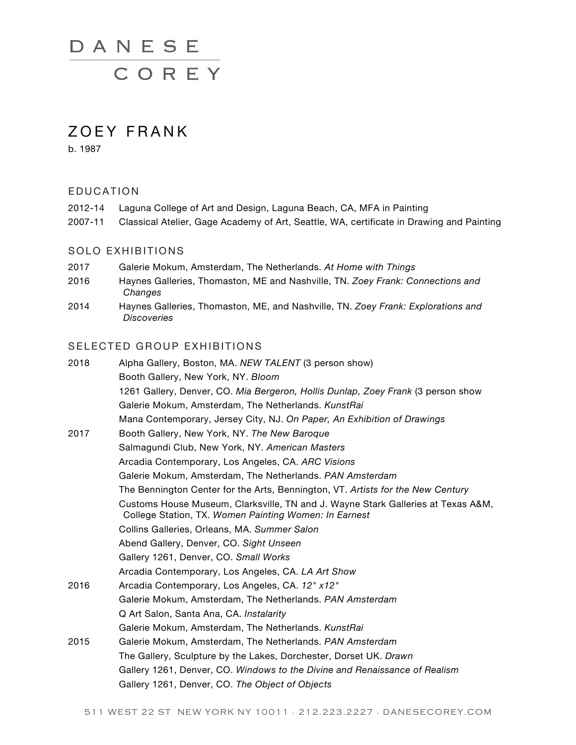# DANESE COREY

## ZOEY FRANK

b. 1987

### EDUCATION

2012-14 Laguna College of Art and Design, Laguna Beach, CA, MFA in Painting

2007-11 Classical Atelier, Gage Academy of Art, Seattle, WA, certificate in Drawing and Painting

### SOLO EXHIBITIONS

2017 Galerie Mokum, Amsterdam, The Netherlands. *At Home with Things*

2016 Haynes Galleries, Thomaston, ME and Nashville, TN. *Zoey Frank: Connections and Changes*

2014 Haynes Galleries, Thomaston, ME, and Nashville, TN. *Zoey Frank: Explorations and Discoveries*

### SELECTED GROUP EXHIBITIONS

2018 Alpha Gallery, Boston, MA. *NEW TALENT* (3 person show)

Booth Gallery, New York, NY. *Bloom*

1261 Gallery, Denver, CO. *Mia Bergeron, Hollis Dunlap, Zoey Frank* (3 person show

Galerie Mokum, Amsterdam, The Netherlands. *KunstRai*

Mana Contemporary, Jersey City, NJ. *On Paper, An Exhibition of Drawings*

2017 Booth Gallery, New York, NY. *The New Baroque*

Salmagundi Club, New York, NY. *American Masters*

Arcadia Contemporary, Los Angeles, CA. *ARC Visions*

Galerie Mokum, Amsterdam, The Netherlands. *PAN Amsterdam*

The Bennington Center for the Arts, Bennington, VT. *Artists for the New Century*

Customs House Museum, Clarksville, TN and J. Wayne Stark Galleries at Texas A&M, College Station, TX. *Women Painting Women: In Earnest*

Collins Galleries, Orleans, MA. *Summer Salon*

Abend Gallery, Denver, CO. *Sight Unseen*

Gallery 1261, Denver, CO. *Small Works*

Arcadia Contemporary, Los Angeles, CA. *LA Art Show*

2016 Arcadia Contemporary, Los Angeles, CA. *12" x12"*

Galerie Mokum, Amsterdam, The Netherlands. *PAN Amsterdam*

Q Art Salon, Santa Ana, CA. *Instalarity*

Galerie Mokum, Amsterdam, The Netherlands. *KunstRai*

2015 Galerie Mokum, Amsterdam, The Netherlands. *PAN Amsterdam*

The Gallery, Sculpture by the Lakes, Dorchester, Dorset UK. *Drawn*

Gallery 1261, Denver, CO. *Windows to the Divine and Renaissance of Realism*

Gallery 1261, Denver, CO. *The Object of Objects*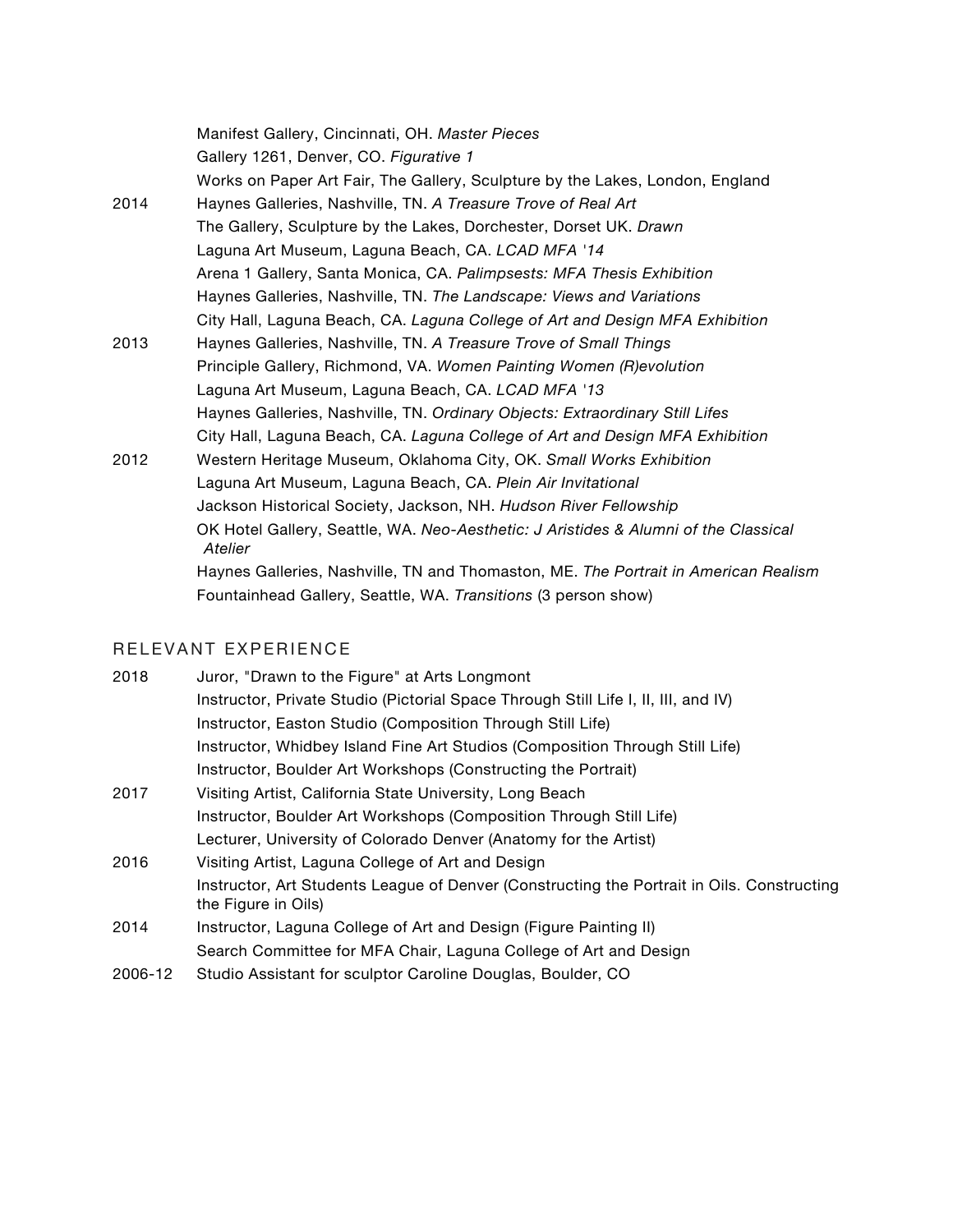| | |
|---|---|
| | Manifest Gallery, Cincinnati, OH. *Master Pieces* |
| | Gallery 1261, Denver, CO. *Figurative 1* |
| | Works on Paper Art Fair, The Gallery, Sculpture by the Lakes, London, England |
| 2014 | Haynes Galleries, Nashville, TN. *A Treasure Trove of Real Art* |
| | The Gallery, Sculpture by the Lakes, Dorchester, Dorset UK. *Drawn* |
| | Laguna Art Museum, Laguna Beach, CA. *LCAD MFA '14* |
| | Arena 1 Gallery, Santa Monica, CA. *Palimpsests: MFA Thesis Exhibition* |
| | Haynes Galleries, Nashville, TN. *The Landscape: Views and Variations* |
| | City Hall, Laguna Beach, CA. *Laguna College of Art and Design MFA Exhibition* |
| 2013 | Haynes Galleries, Nashville, TN. *A Treasure Trove of Small Things* |
| | Principle Gallery, Richmond, VA. *Women Painting Women (R)evolution* |
| | Laguna Art Museum, Laguna Beach, CA. *LCAD MFA '13* |
| | Haynes Galleries, Nashville, TN. *Ordinary Objects: Extraordinary Still Lifes* |
| | City Hall, Laguna Beach, CA. *Laguna College of Art and Design MFA Exhibition* |
| 2012 | Western Heritage Museum, Oklahoma City, OK. *Small Works Exhibition* |
| | Laguna Art Museum, Laguna Beach, CA. *Plein Air Invitational* |
| | Jackson Historical Society, Jackson, NH. *Hudson River Fellowship* |
| | OK Hotel Gallery, Seattle, WA. *Neo-Aesthetic: J Aristides & Alumni of the Classical Atelier* |
| | Haynes Galleries, Nashville, TN and Thomaston, ME. *The Portrait in American Realism* |
| | Fountainhead Gallery, Seattle, WA. *Transitions* (3 person show) |

## RELEVANT EXPERIENCE

| | |
|---|---|
| 2018 | Juror, "Drawn to the Figure" at Arts Longmont |
| | Instructor, Private Studio (Pictorial Space Through Still Life I, II, III, and IV) |
| | Instructor, Easton Studio (Composition Through Still Life) |
| | Instructor, Whidbey Island Fine Art Studios (Composition Through Still Life) |
| | Instructor, Boulder Art Workshops (Constructing the Portrait) |
| 2017 | Visiting Artist, California State University, Long Beach |
| | Instructor, Boulder Art Workshops (Composition Through Still Life) |
| | Lecturer, University of Colorado Denver (Anatomy for the Artist) |
| 2016 | Visiting Artist, Laguna College of Art and Design |
| | Instructor, Art Students League of Denver (Constructing the Portrait in Oils. Constructing the Figure in Oils) |
| 2014 | Instructor, Laguna College of Art and Design (Figure Painting II) |
| | Search Committee for MFA Chair, Laguna College of Art and Design |
| 2006-12 | Studio Assistant for sculptor Caroline Douglas, Boulder, CO |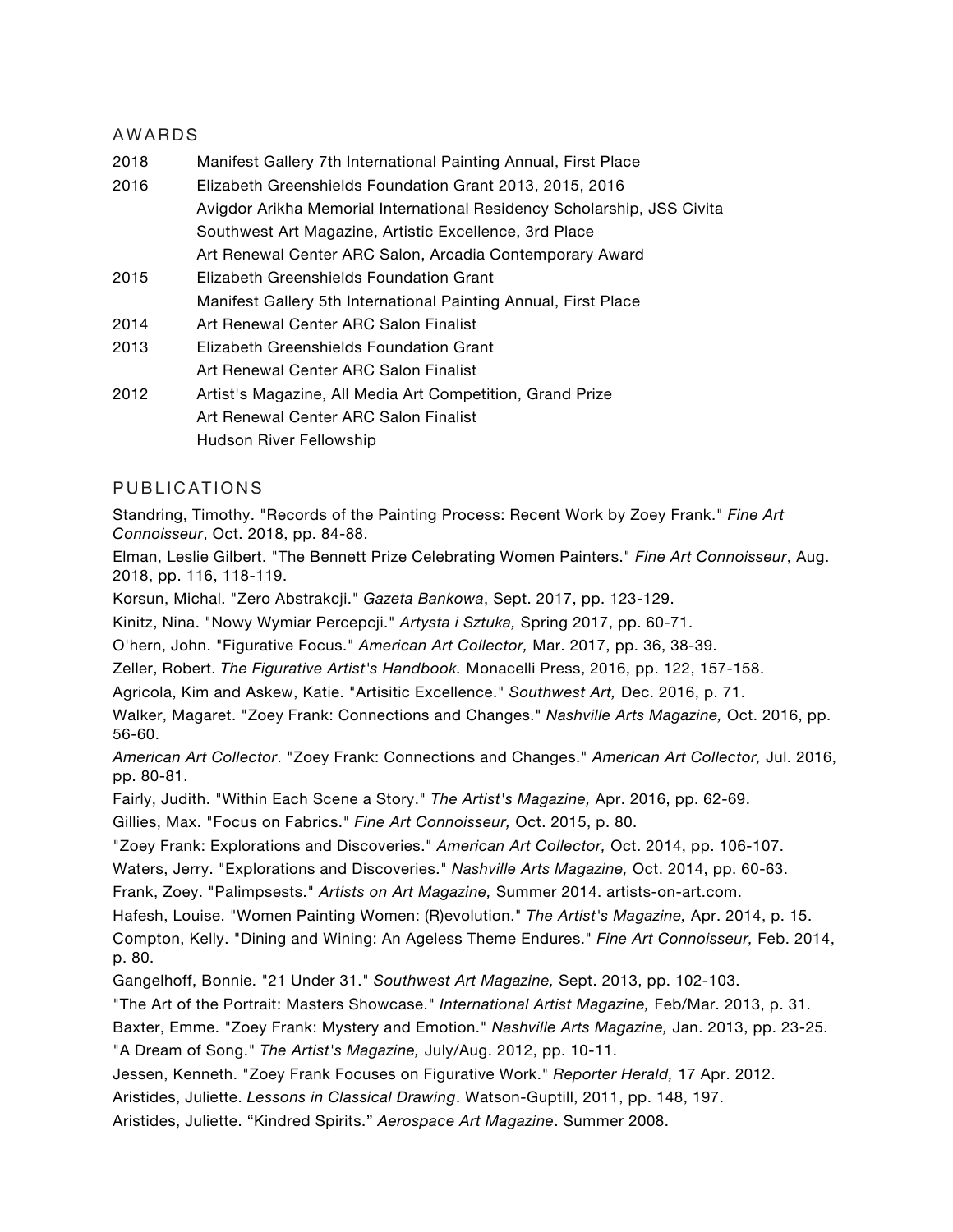## AWARDS

| | |
|---|---|
| 2018 | Manifest Gallery 7th International Painting Annual, First Place |
| 2016 | Elizabeth Greenshields Foundation Grant 2013, 2015, 2016 |
| | Avigdor Arikha Memorial International Residency Scholarship, JSS Civita |
| | Southwest Art Magazine, Artistic Excellence, 3rd Place |
| | Art Renewal Center ARC Salon, Arcadia Contemporary Award |
| 2015 | Elizabeth Greenshields Foundation Grant |
| | Manifest Gallery 5th International Painting Annual, First Place |
| 2014 | Art Renewal Center ARC Salon Finalist |
| 2013 | Elizabeth Greenshields Foundation Grant |
| | Art Renewal Center ARC Salon Finalist |
| 2012 | Artist's Magazine, All Media Art Competition, Grand Prize |
| | Art Renewal Center ARC Salon Finalist |
| | Hudson River Fellowship |

## PUBLICATIONS

Standring, Timothy. "Records of the Painting Process: Recent Work by Zoey Frank." *Fine Art Connoisseur*, Oct. 2018, pp. 84-88.

Elman, Leslie Gilbert. "The Bennett Prize Celebrating Women Painters." *Fine Art Connoisseur*, Aug. 2018, pp. 116, 118-119.

Korsun, Michal. "Zero Abstrakcji." *Gazeta Bankowa*, Sept. 2017, pp. 123-129.

Kinitz, Nina. "Nowy Wymiar Percepcji." *Artysta i Sztuka,* Spring 2017, pp. 60-71.

O'hern, John. "Figurative Focus." *American Art Collector,* Mar. 2017, pp. 36, 38-39.

Zeller, Robert. *The Figurative Artist's Handbook.* Monacelli Press, 2016, pp. 122, 157-158.

Agricola, Kim and Askew, Katie. "Artisitic Excellence." *Southwest Art,* Dec. 2016, p. 71.

Walker, Magaret. "Zoey Frank: Connections and Changes." *Nashville Arts Magazine,* Oct. 2016, pp. 56-60.

*American Art Collector*. "Zoey Frank: Connections and Changes." *American Art Collector,* Jul. 2016, pp. 80-81.

Fairly, Judith. "Within Each Scene a Story." *The Artist's Magazine,* Apr. 2016, pp. 62-69.

Gillies, Max. "Focus on Fabrics." *Fine Art Connoisseur,* Oct. 2015, p. 80.

"Zoey Frank: Explorations and Discoveries." *American Art Collector,* Oct. 2014, pp. 106-107.

Waters, Jerry. "Explorations and Discoveries." *Nashville Arts Magazine,* Oct. 2014, pp. 60-63.

Frank, Zoey. "Palimpsests." *Artists on Art Magazine,* Summer 2014. artists-on-art.com.

Hafesh, Louise. "Women Painting Women: (R)evolution." *The Artist's Magazine,* Apr. 2014, p. 15.

Compton, Kelly. "Dining and Wining: An Ageless Theme Endures." *Fine Art Connoisseur,* Feb. 2014, p. 80.

Gangelhoff, Bonnie. "21 Under 31." *Southwest Art Magazine,* Sept. 2013, pp. 102-103.

"The Art of the Portrait: Masters Showcase." *International Artist Magazine,* Feb/Mar. 2013, p. 31.

Baxter, Emme. "Zoey Frank: Mystery and Emotion." *Nashville Arts Magazine,* Jan. 2013, pp. 23-25.

"A Dream of Song." *The Artist's Magazine,* July/Aug. 2012, pp. 10-11.

Jessen, Kenneth. "Zoey Frank Focuses on Figurative Work." *Reporter Herald,* 17 Apr. 2012.

Aristides, Juliette. *Lessons in Classical Drawing*. Watson-Guptill, 2011, pp. 148, 197.

Aristides, Juliette. "Kindred Spirits." *Aerospace Art Magazine*. Summer 2008.